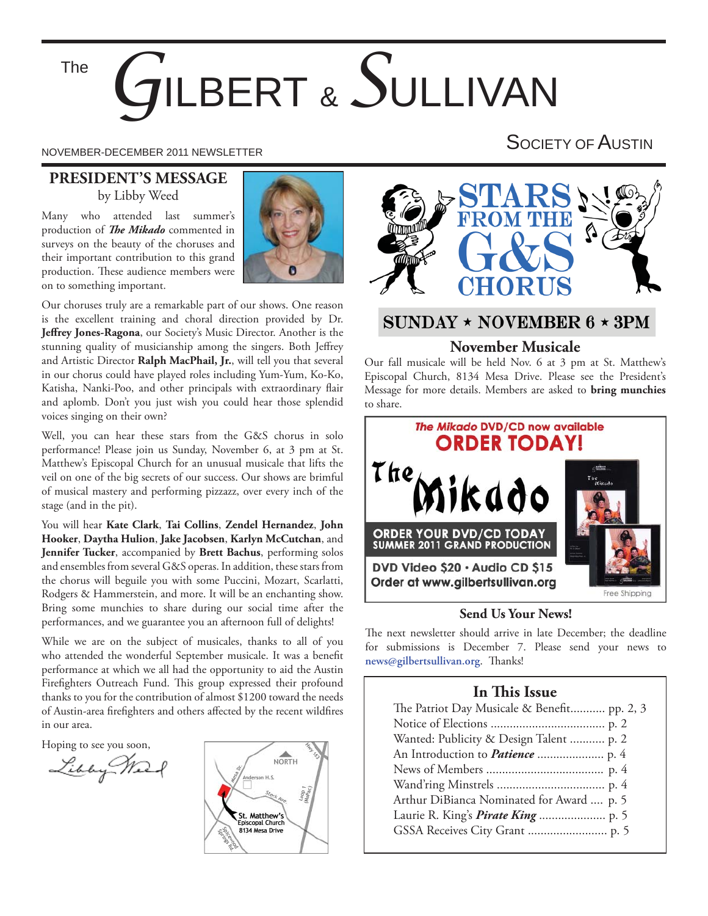# The Gilbert & Sullivan Society of Austin

NOVEMBER-DECEMBER 2011 NEWSLETTER

## PRESIDENT'S MESSAGE

by Libby Weed

Many who attended last summer's production of ***The Mikado*** commented in surveys on the beauty of the choruses and their important contribution to this grand production. These audience members were on to something important.

Our choruses truly are a remarkable part of our shows. One reason is the excellent training and choral direction provided by Dr. **Jeffrey Jones-Ragona**, our Society's Music Director. Another is the stunning quality of musicianship among the singers. Both Jeffrey and Artistic Director **Ralph MacPhail, Jr.**, will tell you that several in our chorus could have played roles including Yum-Yum, Ko-Ko, Katisha, Nanki-Poo, and other principals with extraordinary flair and aplomb. Don't you just wish you could hear those splendid voices singing on their own?

Well, you can hear these stars from the G&S chorus in solo performance! Please join us Sunday, November 6, at 3 pm at St. Matthew's Episcopal Church for an unusual musicale that lifts the veil on one of the big secrets of our success. Our shows are brimful of musical mastery and performing pizzazz, over every inch of the stage (and in the pit).

You will hear **Kate Clark**, **Tai Collins**, **Zendel Hernandez**, **John Hooker**, **Daytha Hulion**, **Jake Jacobsen**, **Karlyn McCutchan**, and **Jennifer Tucker**, accompanied by **Brett Bachus**, performing solos and ensembles from several G&S operas. In addition, these stars from the chorus will beguile you with some Puccini, Mozart, Scarlatti, Rodgers & Hammerstein, and more. It will be an enchanting show. Bring some munchies to share during our social time after the performances, and we guarantee you an afternoon full of delights!

While we are on the subject of musicales, thanks to all of you who attended the wonderful September musicale. It was a benefit performance at which we all had the opportunity to aid the Austin Firefighters Outreach Fund. This group expressed their profound thanks to you for the contribution of almost $1200 toward the needs of Austin-area firefighters and others affected by the recent wildfires in our area.

Hoping to see you soon,

*Libby Weed*

St. Matthew's Episcopal Church, 8134 Mesa Drive

## STARS FROM THE G&S CHORUS

**SUNDAY ⋆ NOVEMBER 6 ⋆ 3PM**

### November Musicale

Our fall musicale will be held Nov. 6 at 3 pm at St. Matthew's Episcopal Church, 8134 Mesa Drive. Please see the President's Message for more details. Members are asked to **bring munchies** to share.

***The Mikado*** **DVD/CD now available**

**ORDER TODAY!**

**The Mikado**

**ORDER YOUR DVD/CD TODAY**
**SUMMER 2011 GRAND PRODUCTION**

**DVD Video $20 • Audio CD $15**
**Order at www.gilbertsullivan.org**

Free Shipping

### Send Us Your News!

The next newsletter should arrive in late December; the deadline for submissions is December 7. Please send your news to **news@gilbertsullivan.org**. Thanks!

### In This Issue

- The Patriot Day Musicale & Benefit........... pp. 2, 3
- Notice of Elections .................................... p. 2
- Wanted: Publicity & Design Talent ........... p. 2
- An Introduction to ***Patience*** ..................... p. 4
- News of Members ..................................... p. 4
- Wand'ring Minstrels .................................. p. 4
- Arthur DiBianca Nominated for Award .... p. 5
- Laurie R. King's ***Pirate King*** ..................... p. 5
- GSSA Receives City Grant ......................... p. 5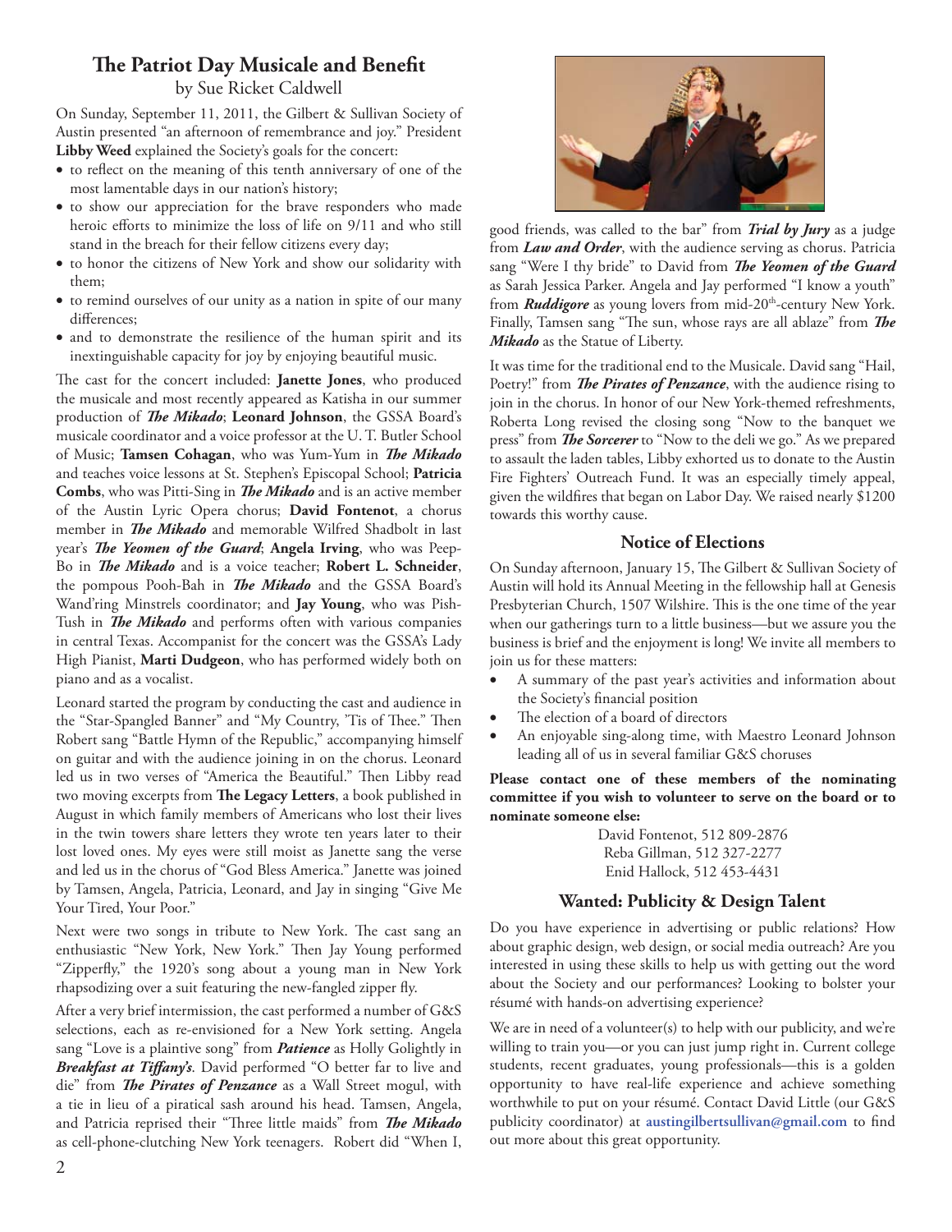## The Patriot Day Musicale and Benefit

by Sue Ricket Caldwell

On Sunday, September 11, 2011, the Gilbert & Sullivan Society of Austin presented "an afternoon of remembrance and joy." President **Libby Weed** explained the Society's goals for the concert:

- to reflect on the meaning of this tenth anniversary of one of the most lamentable days in our nation's history;
- to show our appreciation for the brave responders who made heroic efforts to minimize the loss of life on 9/11 and who still stand in the breach for their fellow citizens every day;
- to honor the citizens of New York and show our solidarity with them;
- to remind ourselves of our unity as a nation in spite of our many differences;
- and to demonstrate the resilience of the human spirit and its inextinguishable capacity for joy by enjoying beautiful music.

The cast for the concert included: **Janette Jones**, who produced the musicale and most recently appeared as Katisha in our summer production of ***The Mikado***; **Leonard Johnson**, the GSSA Board's musicale coordinator and a voice professor at the U. T. Butler School of Music; **Tamsen Cohagan**, who was Yum-Yum in ***The Mikado*** and teaches voice lessons at St. Stephen's Episcopal School; **Patricia Combs**, who was Pitti-Sing in ***The Mikado*** and is an active member of the Austin Lyric Opera chorus; **David Fontenot**, a chorus member in ***The Mikado*** and memorable Wilfred Shadbolt in last year's ***The Yeomen of the Guard***; **Angela Irving**, who was Peep-Bo in ***The Mikado*** and is a voice teacher; **Robert L. Schneider**, the pompous Pooh-Bah in ***The Mikado*** and the GSSA Board's Wand'ring Minstrels coordinator; and **Jay Young**, who was Pish-Tush in ***The Mikado*** and performs often with various companies in central Texas. Accompanist for the concert was the GSSA's Lady High Pianist, **Marti Dudgeon**, who has performed widely both on piano and as a vocalist.

Leonard started the program by conducting the cast and audience in the "Star-Spangled Banner" and "My Country, 'Tis of Thee." Then Robert sang "Battle Hymn of the Republic," accompanying himself on guitar and with the audience joining in on the chorus. Leonard led us in two verses of "America the Beautiful." Then Libby read two moving excerpts from **The Legacy Letters**, a book published in August in which family members of Americans who lost their lives in the twin towers share letters they wrote ten years later to their lost loved ones. My eyes were still moist as Janette sang the verse and led us in the chorus of "God Bless America." Janette was joined by Tamsen, Angela, Patricia, Leonard, and Jay in singing "Give Me Your Tired, Your Poor."

Next were two songs in tribute to New York. The cast sang an enthusiastic "New York, New York." Then Jay Young performed "Zipperfly," the 1920's song about a young man in New York rhapsodizing over a suit featuring the new-fangled zipper fly.

After a very brief intermission, the cast performed a number of G&S selections, each as re-envisioned for a New York setting. Angela sang "Love is a plaintive song" from ***Patience*** as Holly Golightly in ***Breakfast at Tiffany's***. David performed "O better far to live and die" from ***The Pirates of Penzance*** as a Wall Street mogul, with a tie in lieu of a piratical sash around his head. Tamsen, Angela, and Patricia reprised their "Three little maids" from ***The Mikado*** as cell-phone-clutching New York teenagers. Robert did "When I, good friends, was called to the bar" from ***Trial by Jury*** as a judge from ***Law and Order***, with the audience serving as chorus. Patricia sang "Were I thy bride" to David from ***The Yeomen of the Guard*** as Sarah Jessica Parker. Angela and Jay performed "I know a youth" from ***Ruddigore*** as young lovers from mid-20th-century New York. Finally, Tamsen sang "The sun, whose rays are all ablaze" from ***The Mikado*** as the Statue of Liberty.

It was time for the traditional end to the Musicale. David sang "Hail, Poetry!" from ***The Pirates of Penzance***, with the audience rising to join in the chorus. In honor of our New York-themed refreshments, Roberta Long revised the closing song "Now to the banquet we press" from ***The Sorcerer*** to "Now to the deli we go." As we prepared to assault the laden tables, Libby exhorted us to donate to the Austin Fire Fighters' Outreach Fund. It was an especially timely appeal, given the wildfires that began on Labor Day. We raised nearly $1200 towards this worthy cause.

### Notice of Elections

On Sunday afternoon, January 15, The Gilbert & Sullivan Society of Austin will hold its Annual Meeting in the fellowship hall at Genesis Presbyterian Church, 1507 Wilshire. This is the one time of the year when our gatherings turn to a little business—but we assure you the business is brief and the enjoyment is long! We invite all members to join us for these matters:

- A summary of the past year's activities and information about the Society's financial position
- The election of a board of directors
- An enjoyable sing-along time, with Maestro Leonard Johnson leading all of us in several familiar G&S choruses

**Please contact one of these members of the nominating committee if you wish to volunteer to serve on the board or to nominate someone else:**

David Fontenot, 512 809-2876
Reba Gillman, 512 327-2277
Enid Hallock, 512 453-4431

### Wanted: Publicity & Design Talent

Do you have experience in advertising or public relations? How about graphic design, web design, or social media outreach? Are you interested in using these skills to help us with getting out the word about the Society and our performances? Looking to bolster your résumé with hands-on advertising experience?

We are in need of a volunteer(s) to help with our publicity, and we're willing to train you—or you can just jump right in. Current college students, recent graduates, young professionals—this is a golden opportunity to have real-life experience and achieve something worthwhile to put on your résumé. Contact David Little (our G&S publicity coordinator) at **austingilbertsullivan@gmail.com** to find out more about this great opportunity.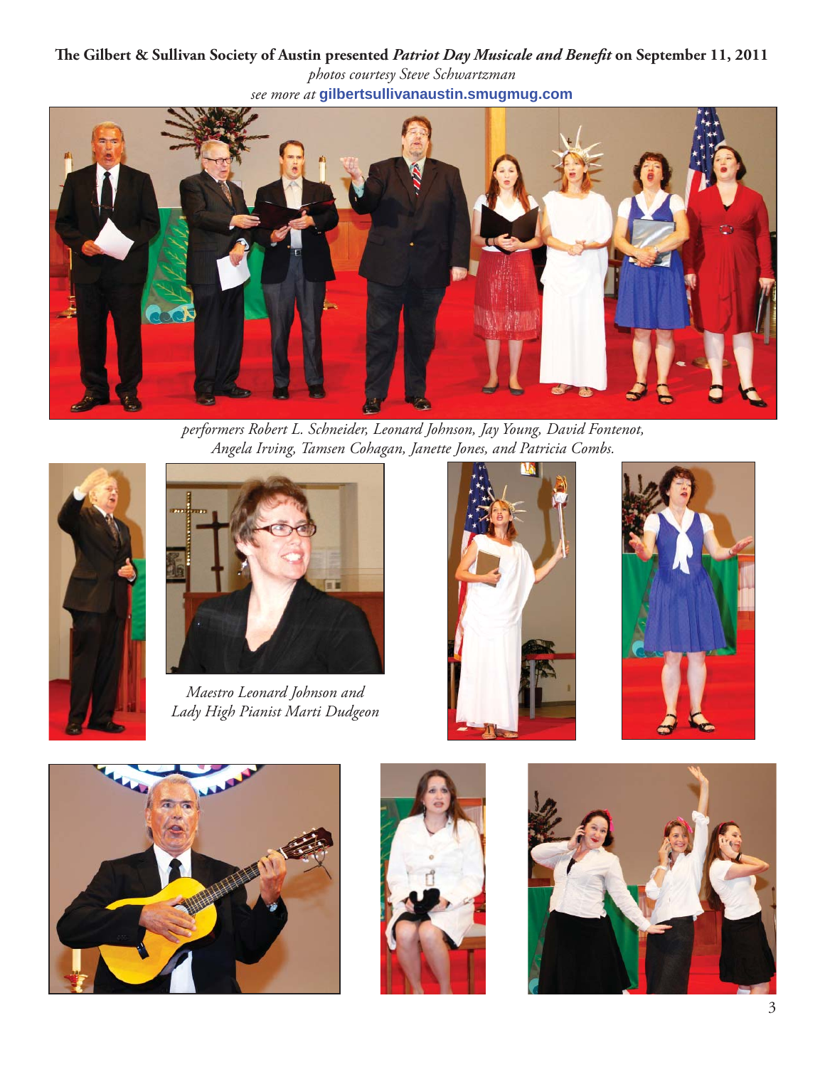**The Gilbert & Sullivan Society of Austin presented *Patriot Day Musicale and Benefit* on September 11, 2011**

*photos courtesy Steve Schwartzman*

*see more at* **gilbertsullivanaustin.smugmug.com**

*performers Robert L. Schneider, Leonard Johnson, Jay Young, David Fontenot, Angela Irving, Tamsen Cohagan, Janette Jones, and Patricia Combs.*

*Maestro Leonard Johnson and Lady High Pianist Marti Dudgeon*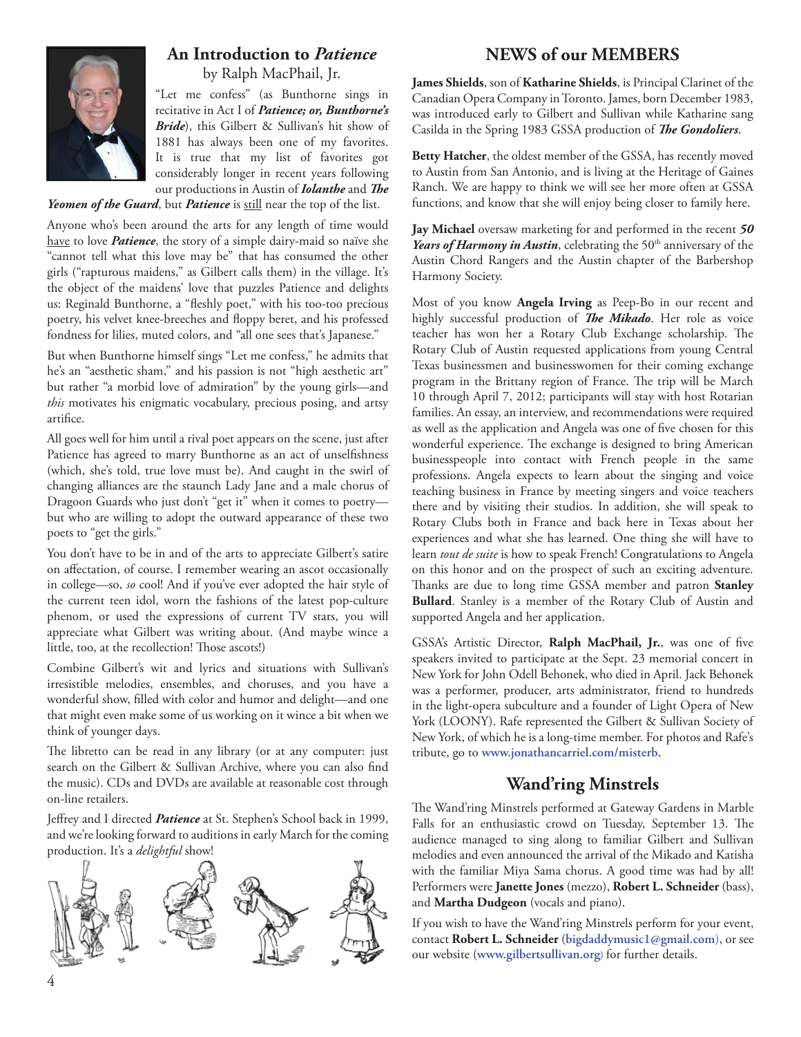## An Introduction to *Patience*

by Ralph MacPhail, Jr.

"Let me confess" (as Bunthorne sings in recitative in Act I of ***Patience; or, Bunthorne's Bride***), this Gilbert & Sullivan's hit show of 1881 has always been one of my favorites. It is true that my list of favorites got considerably longer in recent years following our productions in Austin of ***Iolanthe*** and ***The Yeomen of the Guard***, but ***Patience*** is still near the top of the list.

Anyone who's been around the arts for any length of time would have to love ***Patience***, the story of a simple dairy-maid so naïve she "cannot tell what this love may be" that has consumed the other girls ("rapturous maidens," as Gilbert calls them) in the village. It's the object of the maidens' love that puzzles Patience and delights us: Reginald Bunthorne, a "fleshly poet," with his too-too precious poetry, his velvet knee-breeches and floppy beret, and his professed fondness for lilies, muted colors, and "all one sees that's Japanese."

But when Bunthorne himself sings "Let me confess," he admits that he's an "aesthetic sham," and his passion is not "high aesthetic art" but rather "a morbid love of admiration" by the young girls—and *this* motivates his enigmatic vocabulary, precious posing, and artsy artifice.

All goes well for him until a rival poet appears on the scene, just after Patience has agreed to marry Bunthorne as an act of unselfishness (which, she's told, true love must be). And caught in the swirl of changing alliances are the staunch Lady Jane and a male chorus of Dragoon Guards who just don't "get it" when it comes to poetry—but who are willing to adopt the outward appearance of these two poets to "get the girls."

You don't have to be in and of the arts to appreciate Gilbert's satire on affectation, of course. I remember wearing an ascot occasionally in college—so, *so* cool! And if you've ever adopted the hair style of the current teen idol, worn the fashions of the latest pop-culture phenom, or used the expressions of current TV stars, you will appreciate what Gilbert was writing about. (And maybe wince a little, too, at the recollection! Those ascots!)

Combine Gilbert's wit and lyrics and situations with Sullivan's irresistible melodies, ensembles, and choruses, and you have a wonderful show, filled with color and humor and delight—and one that might even make some of us working on it wince a bit when we think of younger days.

The libretto can be read in any library (or at any computer: just search on the Gilbert & Sullivan Archive, where you can also find the music). CDs and DVDs are available at reasonable cost through on-line retailers.

Jeffrey and I directed ***Patience*** at St. Stephen's School back in 1999, and we're looking forward to auditions in early March for the coming production. It's a *delightful* show!

## NEWS of our MEMBERS

**James Shields**, son of **Katharine Shields**, is Principal Clarinet of the Canadian Opera Company in Toronto. James, born December 1983, was introduced early to Gilbert and Sullivan while Katharine sang Casilda in the Spring 1983 GSSA production of ***The Gondoliers***.

**Betty Hatcher**, the oldest member of the GSSA, has recently moved to Austin from San Antonio, and is living at the Heritage of Gaines Ranch. We are happy to think we will see her more often at GSSA functions, and know that she will enjoy being closer to family here.

**Jay Michael** oversaw marketing for and performed in the recent ***50 Years of Harmony in Austin***, celebrating the 50th anniversary of the Austin Chord Rangers and the Austin chapter of the Barbershop Harmony Society.

Most of you know **Angela Irving** as Peep-Bo in our recent and highly successful production of ***The Mikado***. Her role as voice teacher has won her a Rotary Club Exchange scholarship. The Rotary Club of Austin requested applications from young Central Texas businessmen and businesswomen for their coming exchange program in the Brittany region of France. The trip will be March 10 through April 7, 2012; participants will stay with host Rotarian families. An essay, an interview, and recommendations were required as well as the application and Angela was one of five chosen for this wonderful experience. The exchange is designed to bring American businesspeople into contact with French people in the same professions. Angela expects to learn about the singing and voice teaching business in France by meeting singers and voice teachers there and by visiting their studios. In addition, she will speak to Rotary Clubs both in France and back here in Texas about her experiences and what she has learned. One thing she will have to learn *tout de suite* is how to speak French! Congratulations to Angela on this honor and on the prospect of such an exciting adventure. Thanks are due to long time GSSA member and patron **Stanley Bullard**. Stanley is a member of the Rotary Club of Austin and supported Angela and her application.

GSSA's Artistic Director, **Ralph MacPhail, Jr.**, was one of five speakers invited to participate at the Sept. 23 memorial concert in New York for John Odell Behonek, who died in April. Jack Behonek was a performer, producer, arts administrator, friend to hundreds in the light-opera subculture and a founder of Light Opera of New York (LOONY). Rafe represented the Gilbert & Sullivan Society of New York, of which he is a long-time member. For photos and Rafe's tribute, go to **www.jonathancarriel.com/misterb**.

## Wand'ring Minstrels

The Wand'ring Minstrels performed at Gateway Gardens in Marble Falls for an enthusiastic crowd on Tuesday, September 13. The audience managed to sing along to familiar Gilbert and Sullivan melodies and even announced the arrival of the Mikado and Katisha with the familiar Miya Sama chorus. A good time was had by all! Performers were **Janette Jones** (mezzo), **Robert L. Schneider** (bass), and **Martha Dudgeon** (vocals and piano).

If you wish to have the Wand'ring Minstrels perform for your event, contact **Robert L. Schneider** (**bigdaddymusic1@gmail.com**), or see our website (**www.gilbertsullivan.org**) for further details.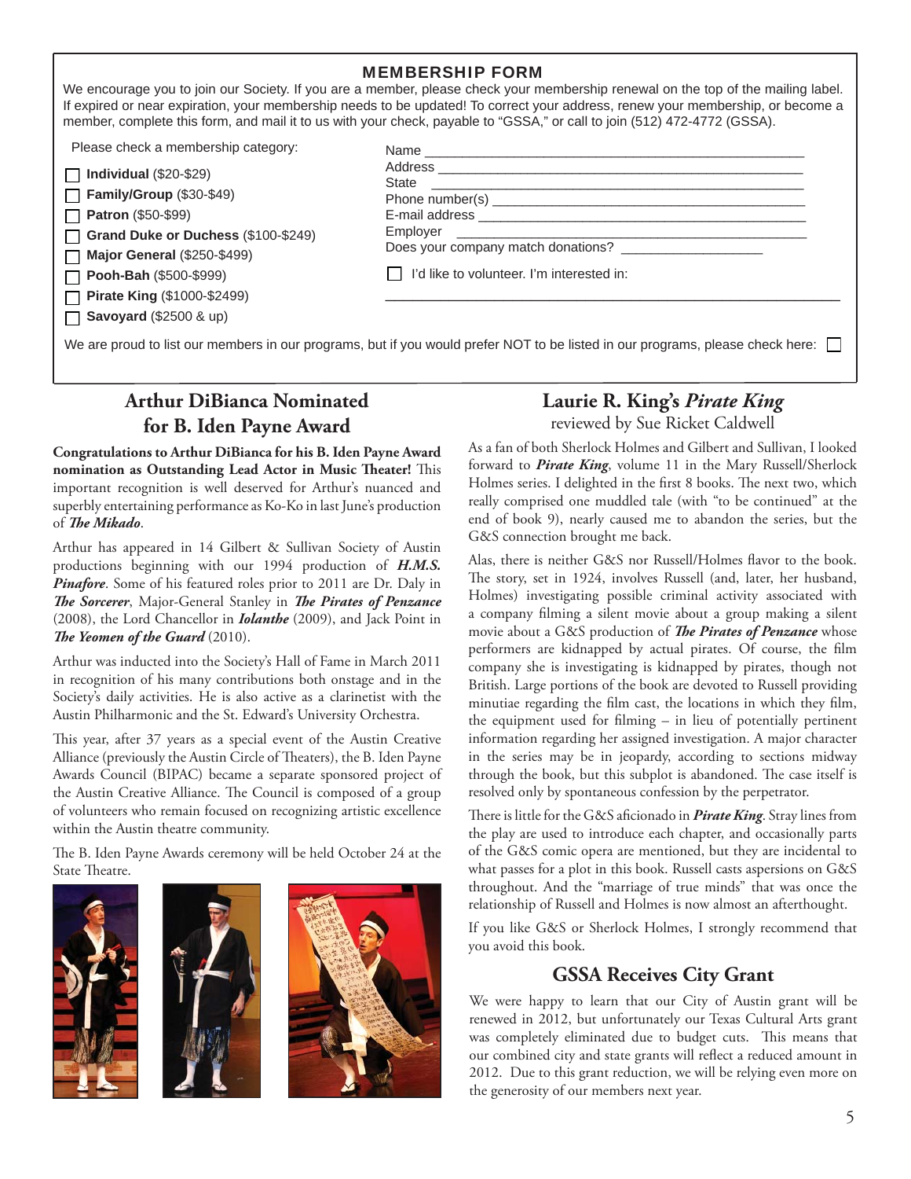## MEMBERSHIP FORM

We encourage you to join our Society. If you are a member, please check your membership renewal on the top of the mailing label. If expired or near expiration, your membership needs to be updated! To correct your address, renew your membership, or become a member, complete this form, and mail it to us with your check, payable to "GSSA," or call to join (512) 472-4772 (GSSA).

Please check a membership category:

- ☐ **Individual** ($20-$29)
- ☐ **Family/Group** ($30-$49)
- ☐ **Patron** ($50-$99)
- ☐ **Grand Duke or Duchess** ($100-$249)
- ☐ **Major General** ($250-$499)
- ☐ **Pooh-Bah** ($500-$999)
- ☐ **Pirate King** ($1000-$2499)
- ☐ **Savoyard** ($2500 & up)

Name ______________________________

Address ______________________________

State ______________________________

Phone number(s) ______________________________

E-mail address ______________________________

Employer ______________________________

Does your company match donations? ______________

☐ I'd like to volunteer. I'm interested in:

______________________________

We are proud to list our members in our programs, but if you would prefer NOT to be listed in our programs, please check here: ☐

## Arthur DiBianca Nominated for B. Iden Payne Award

**Congratulations to Arthur DiBianca for his B. Iden Payne Award nomination as Outstanding Lead Actor in Music Theater!** This important recognition is well deserved for Arthur's nuanced and superbly entertaining performance as Ko-Ko in last June's production of ***The Mikado***.

Arthur has appeared in 14 Gilbert & Sullivan Society of Austin productions beginning with our 1994 production of ***H.M.S. Pinafore***. Some of his featured roles prior to 2011 are Dr. Daly in ***The Sorcerer***, Major-General Stanley in ***The Pirates of Penzance*** (2008), the Lord Chancellor in ***Iolanthe*** (2009), and Jack Point in ***The Yeomen of the Guard*** (2010).

Arthur was inducted into the Society's Hall of Fame in March 2011 in recognition of his many contributions both onstage and in the Society's daily activities. He is also active as a clarinetist with the Austin Philharmonic and the St. Edward's University Orchestra.

This year, after 37 years as a special event of the Austin Creative Alliance (previously the Austin Circle of Theaters), the B. Iden Payne Awards Council (BIPAC) became a separate sponsored project of the Austin Creative Alliance. The Council is composed of a group of volunteers who remain focused on recognizing artistic excellence within the Austin theatre community.

The B. Iden Payne Awards ceremony will be held October 24 at the State Theatre.

## Laurie R. King's *Pirate King*

reviewed by Sue Ricket Caldwell

As a fan of both Sherlock Holmes and Gilbert and Sullivan, I looked forward to ***Pirate King***, volume 11 in the Mary Russell/Sherlock Holmes series. I delighted in the first 8 books. The next two, which really comprised one muddled tale (with "to be continued" at the end of book 9), nearly caused me to abandon the series, but the G&S connection brought me back.

Alas, there is neither G&S nor Russell/Holmes flavor to the book. The story, set in 1924, involves Russell (and, later, her husband, Holmes) investigating possible criminal activity associated with a company filming a silent movie about a group making a silent movie about a G&S production of ***The Pirates of Penzance*** whose performers are kidnapped by actual pirates. Of course, the film company she is investigating is kidnapped by pirates, though not British. Large portions of the book are devoted to Russell providing minutiae regarding the film cast, the locations in which they film, the equipment used for filming – in lieu of potentially pertinent information regarding her assigned investigation. A major character in the series may be in jeopardy, according to sections midway through the book, but this subplot is abandoned. The case itself is resolved only by spontaneous confession by the perpetrator.

There is little for the G&S aficionado in ***Pirate King***. Stray lines from the play are used to introduce each chapter, and occasionally parts of the G&S comic opera are mentioned, but they are incidental to what passes for a plot in this book. Russell casts aspersions on G&S throughout. And the "marriage of true minds" that was once the relationship of Russell and Holmes is now almost an afterthought.

If you like G&S or Sherlock Holmes, I strongly recommend that you avoid this book.

## GSSA Receives City Grant

We were happy to learn that our City of Austin grant will be renewed in 2012, but unfortunately our Texas Cultural Arts grant was completely eliminated due to budget cuts. This means that our combined city and state grants will reflect a reduced amount in 2012. Due to this grant reduction, we will be relying even more on the generosity of our members next year.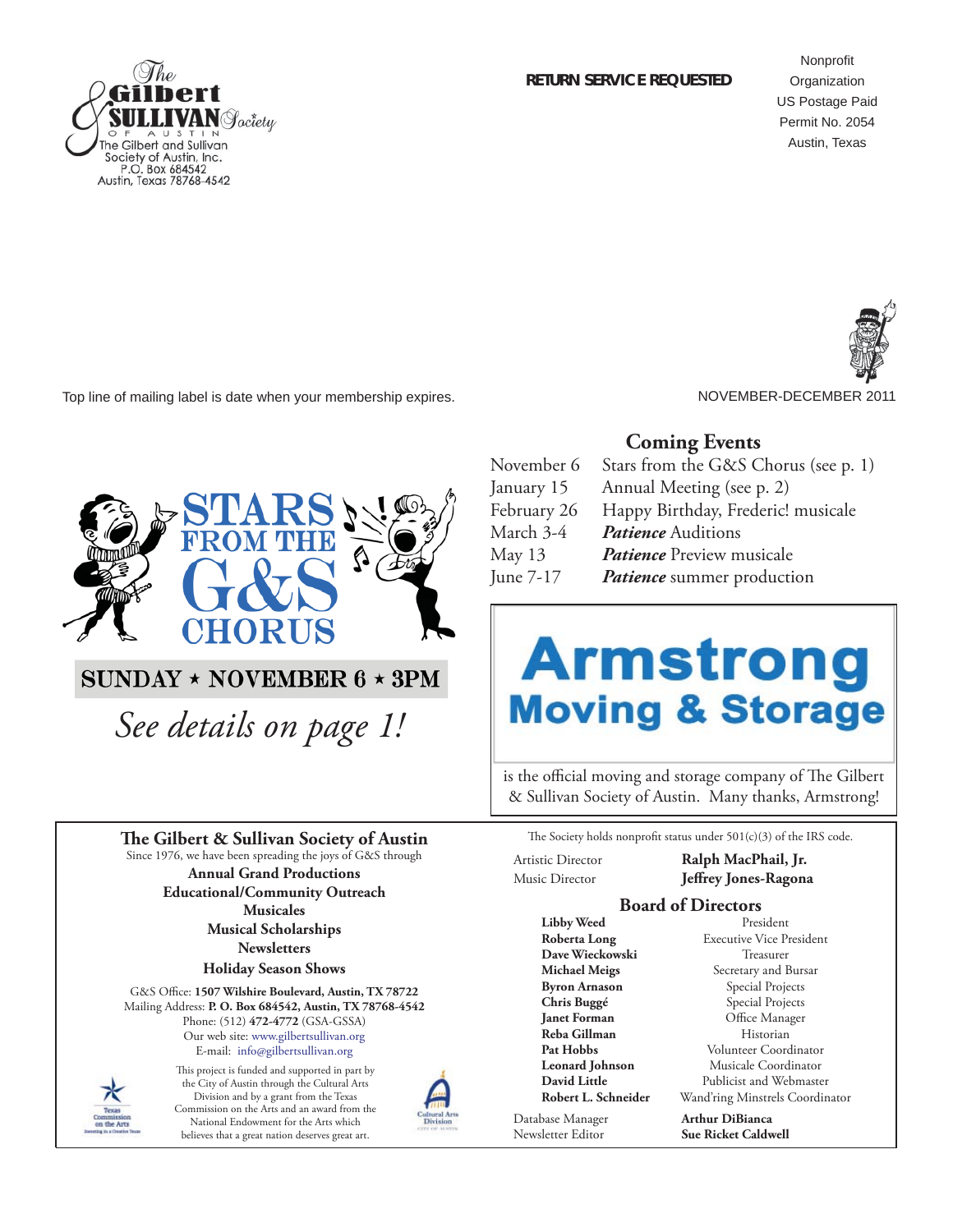The Gilbert & Sullivan Society of Austin
The Gilbert and Sullivan Society of Austin, Inc.
P.O. Box 684542
Austin, Texas 78768-4542

**RETURN SERVICE REQUESTED**

Nonprofit Organization
US Postage Paid
Permit No. 2054
Austin, Texas

Top line of mailing label is date when your membership expires.

NOVEMBER-DECEMBER 2011

STARS FROM THE G&S CHORUS

SUNDAY ⋆ NOVEMBER 6 ⋆ 3PM

*See details on page 1!*

## Coming Events

| | |
|---|---|
| November 6 | Stars from the G&S Chorus (see p. 1) |
| January 15 | Annual Meeting (see p. 2) |
| February 26 | Happy Birthday, Frederic! musicale |
| March 3-4 | ***Patience*** Auditions |
| May 13 | ***Patience*** Preview musicale |
| June 7-17 | ***Patience*** summer production |

**Armstrong Moving & Storage**

is the official moving and storage company of The Gilbert & Sullivan Society of Austin. Many thanks, Armstrong!

## The Gilbert & Sullivan Society of Austin

Since 1976, we have been spreading the joys of G&S through

**Annual Grand Productions**
**Educational/Community Outreach**
**Musicales**
**Musical Scholarships**
**Newsletters**
**Holiday Season Shows**

G&S Office: **1507 Wilshire Boulevard, Austin, TX 78722**
Mailing Address: **P. O. Box 684542, Austin, TX 78768-4542**
Phone: (512) **472-4772** (GSA-GSSA)
Our web site: www.gilbertsullivan.org
E-mail: info@gilbertsullivan.org

This project is funded and supported in part by the City of Austin through the Cultural Arts Division and by a grant from the Texas Commission on the Arts and an award from the National Endowment for the Arts which believes that a great nation deserves great art.

Texas Commission on the Arts — Cultural Arts Division

The Society holds nonprofit status under 501(c)(3) of the IRS code.

| | |
|---|---|
| Artistic Director | **Ralph MacPhail, Jr.** |
| Music Director | **Jeffrey Jones-Ragona** |

### Board of Directors

| | |
|---|---|
| **Libby Weed** | President |
| **Roberta Long** | Executive Vice President |
| **Dave Wieckowski** | Treasurer |
| **Michael Meigs** | Secretary and Bursar |
| **Byron Arnason** | Special Projects |
| **Chris Buggé** | Special Projects |
| **Janet Forman** | Office Manager |
| **Reba Gillman** | Historian |
| **Pat Hobbs** | Volunteer Coordinator |
| **Leonard Johnson** | Musicale Coordinator |
| **David Little** | Publicist and Webmaster |
| **Robert L. Schneider** | Wand'ring Minstrels Coordinator |

| | |
|---|---|
| Database Manager | **Arthur DiBianca** |
| Newsletter Editor | **Sue Ricket Caldwell** |